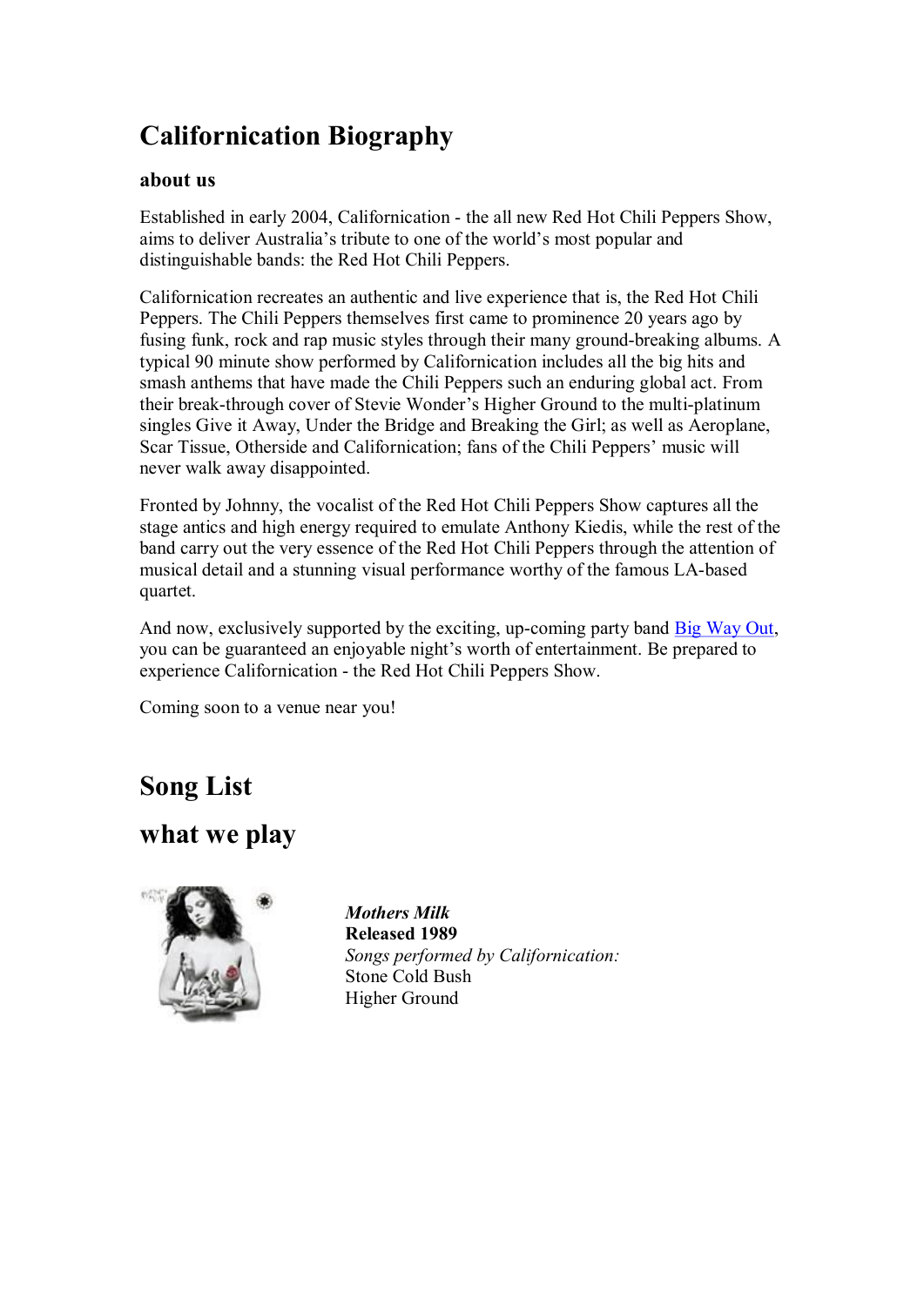# Californication Biography

### about us

Established in early 2004, Californication - the all new Red Hot Chili Peppers Show, aims to deliver Australia's tribute to one of the world's most popular and distinguishable bands: the Red Hot Chili Peppers.

Californication recreates an authentic and live experience that is, the Red Hot Chili Peppers. The Chili Peppers themselves first came to prominence 20 years ago by fusing funk, rock and rap music styles through their many ground-breaking albums. A typical 90 minute show performed by Californication includes all the big hits and smash anthems that have made the Chili Peppers such an enduring global act. From their break-through cover of Stevie Wonder's Higher Ground to the multi-platinum singles Give it Away, Under the Bridge and Breaking the Girl; as well as Aeroplane, Scar Tissue, Otherside and Californication; fans of the Chili Peppers' music will never walk away disappointed.

Fronted by Johnny, the vocalist of the Red Hot Chili Peppers Show captures all the stage antics and high energy required to emulate Anthony Kiedis, while the rest of the band carry out the very essence of the Red Hot Chili Peppers through the attention of musical detail and a stunning visual performance worthy of the famous LA-based quartet.

And now, exclusively supported by the exciting, up-coming party band Big Way Out, you can be guaranteed an enjoyable night's worth of entertainment. Be prepared to experience Californication - the Red Hot Chili Peppers Show.

Coming soon to a venue near you!

# Song List

## what we play

***Mothers Milk***
**Released 1989**
*Songs performed by Californication:*
Stone Cold Bush
Higher Ground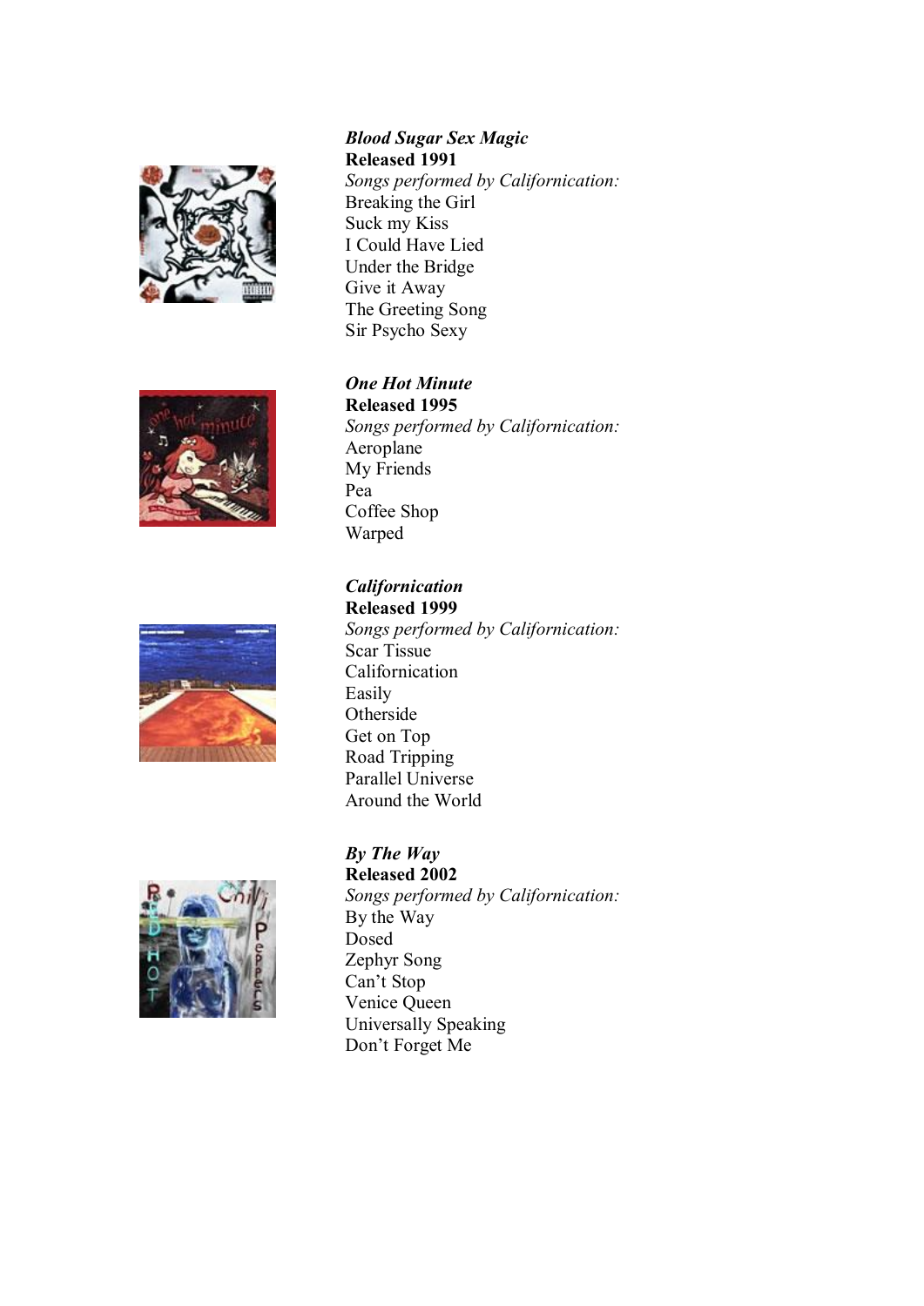***Blood Sugar Sex Magic***
**Released 1991**
*Songs performed by Californication:*
Breaking the Girl
Suck my Kiss
I Could Have Lied
Under the Bridge
Give it Away
The Greeting Song
Sir Psycho Sexy

***One Hot Minute***
**Released 1995**
*Songs performed by Californication:*
Aeroplane
My Friends
Pea
Coffee Shop
Warped

***Californication***
**Released 1999**
*Songs performed by Californication:*
Scar Tissue
Californication
Easily
Otherside
Get on Top
Road Tripping
Parallel Universe
Around the World

***By The Way***
**Released 2002**
*Songs performed by Californication:*
By the Way
Dosed
Zephyr Song
Can't Stop
Venice Queen
Universally Speaking
Don't Forget Me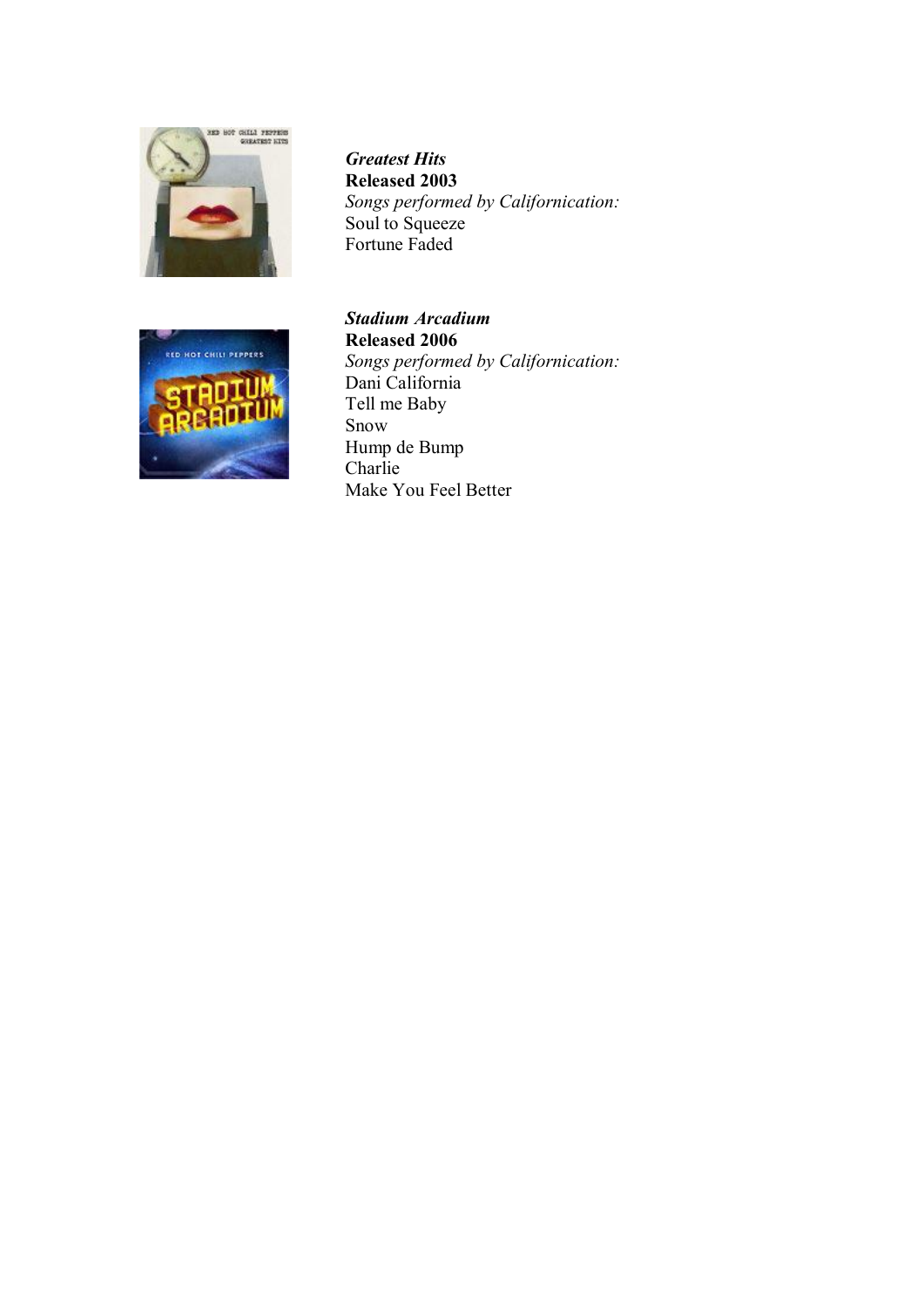***Greatest Hits***
**Released 2003**
*Songs performed by Californication:*
Soul to Squeeze
Fortune Faded

***Stadium Arcadium***
**Released 2006**
*Songs performed by Californication:*
Dani California
Tell me Baby
Snow
Hump de Bump
Charlie
Make You Feel Better